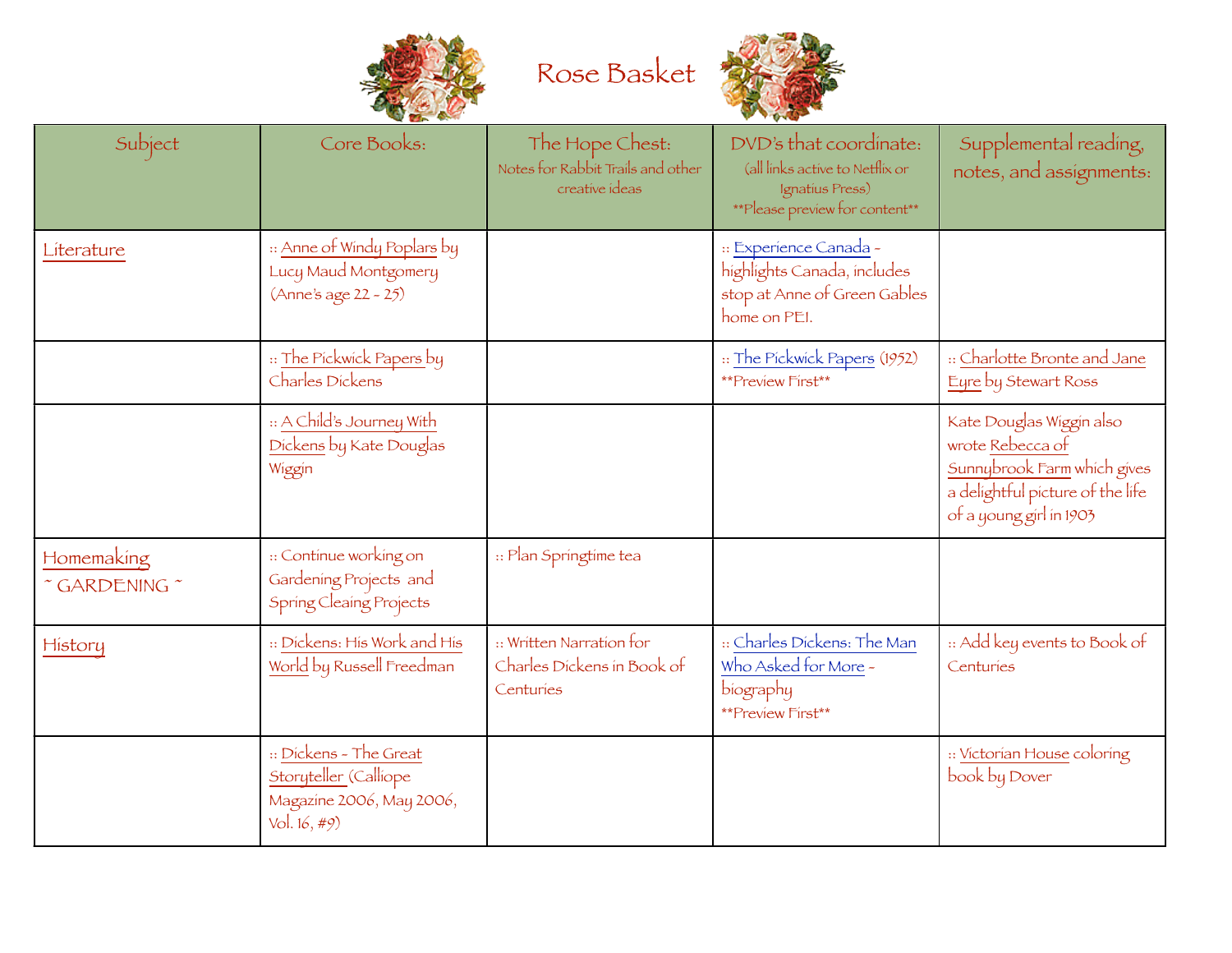# Rose Basket

| Subject | Core Books: | The Hope Chest: Notes for Rabbit Trails and other creative ideas | DVD's that coordinate: (all links active to Netflix or Ignatius Press) **Please preview for content** | Supplemental reading, notes, and assignments: |
|---|---|---|---|---|
| Literature | :: Anne of Windy Poplars by Lucy Maud Montgomery (Anne's age 22 - 25) | | :: Experience Canada - highlights Canada, includes stop at Anne of Green Gables home on PEI. | |
| | :: The Pickwick Papers by Charles Dickens | | :: The Pickwick Papers (1952) **Preview First** | :: Charlotte Bronte and Jane Eyre by Stewart Ross |
| | :: A Child's Journey With Dickens by Kate Douglas Wiggin | | | Kate Douglas Wiggin also wrote Rebecca of Sunnybrook Farm which gives a delightful picture of the life of a young girl in 1903 |
| Homemaking ~ GARDENING ~ | :: Continue working on Gardening Projects and Spring Cleaing Projects | :: Plan Springtime tea | | |
| History | :: Dickens: His Work and His World by Russell Freedman | :: Written Narration for Charles Dickens in Book of Centuries | :: Charles Dickens: The Man Who Asked for More - biography **Preview First** | :: Add key events to Book of Centuries |
| | :: Dickens - The Great Storyteller (Calliope Magazine 2006, May 2006, Vol. 16, #9) | | | :: Victorian House coloring book by Dover |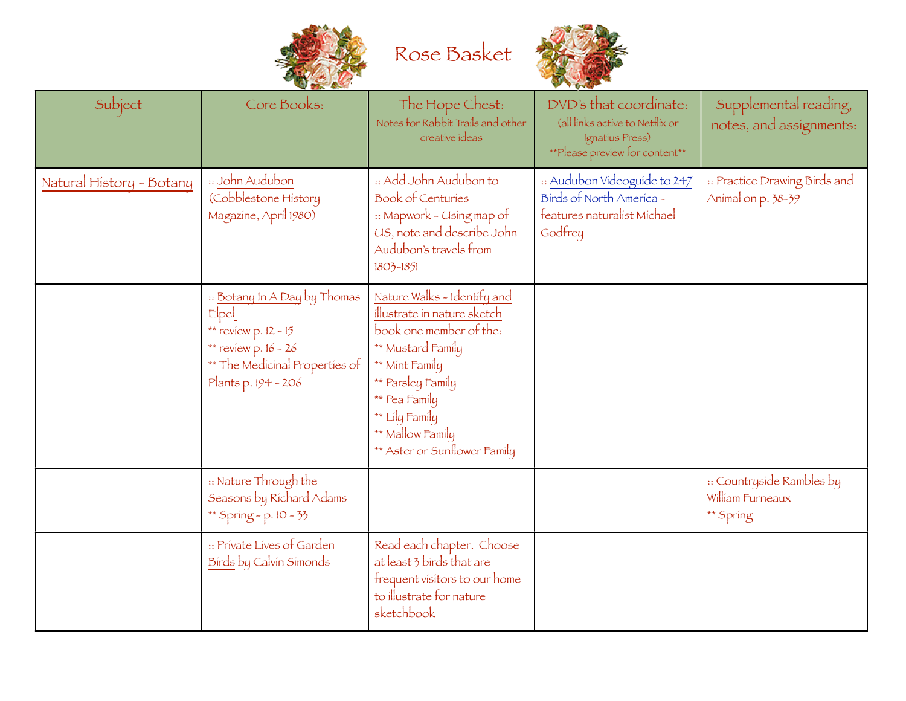# Rose Basket

| Subject | Core Books: | The Hope Chest: Notes for Rabbit Trails and other creative ideas | DVD's that coordinate: (all links active to Netflix or Ignatius Press) **Please preview for content** | Supplemental reading, notes, and assignments: |
|---|---|---|---|---|
| Natural History - Botany | :: John Audubon (Cobblestone History Magazine, April 1980) | :: Add John Audubon to Book of Centuries<br>:: Mapwork - Using map of US, note and describe John Audubon's travels from 1803-1851 | :: Audubon Videoguide to 247 Birds of North America - features naturalist Michael Godfrey | :: Practice Drawing Birds and Animal on p. 38-39 |
| | :: Botany In A Day by Thomas Elpel<br>** review p. 12 - 15<br>** review p. 16 - 26<br>** The Medicinal Properties of Plants p. 194 - 206 | Nature Walks - Identify and illustrate in nature sketch book one member of the:<br>** Mustard Family<br>** Mint Family<br>** Parsley Family<br>** Pea Family<br>** Lily Family<br>** Mallow Family<br>** Aster or Sunflower Family | | |
| | :: Nature Through the Seasons by Richard Adams<br>** Spring - p. 10 - 33 | | | :: Countryside Rambles by William Furneaux<br>** Spring |
| | :: Private Lives of Garden Birds by Calvin Simonds | Read each chapter. Choose at least 3 birds that are frequent visitors to our home to illustrate for nature sketchbook | | |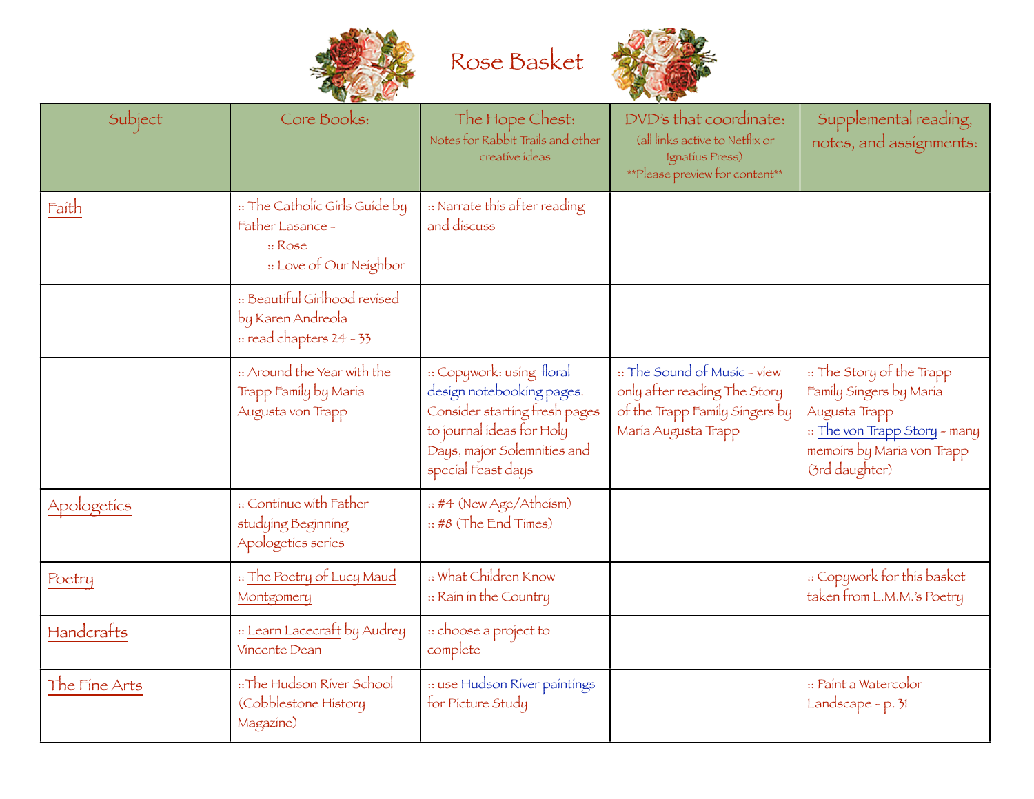# Rose Basket

| Subject | Core Books: | The Hope Chest: Notes for Rabbit Trails and other creative ideas | DVD's that coordinate: (all links active to Netflix or Ignatius Press) **Please preview for content** | Supplemental reading, notes, and assignments: |
|---|---|---|---|---|
| Faith | :: The Catholic Girls Guide by Father Lasance - :: Rose :: Love of Our Neighbor | :: Narrate this after reading and discuss | | |
| | :: Beautiful Girlhood revised by Karen Andreola :: read chapters 24 - 33 | | | |
| | :: Around the Year with the Trapp Family by Maria Augusta von Trapp | :: Copywork: using floral design notebooking pages. Consider starting fresh pages to journal ideas for Holy Days, major Solemnities and special Feast days | :: The Sound of Music - view only after reading The Story of the Trapp Family Singers by Maria Augusta Trapp | :: The Story of the Trapp Family Singers by Maria Augusta Trapp :: The von Trapp Story - many memoirs by Maria von Trapp (3rd daughter) |
| Apologetics | :: Continue with Father studying Beginning Apologetics series | :: #4 (New Age/Atheism) :: #8 (The End Times) | | |
| Poetry | :: The Poetry of Lucy Maud Montgomery | :: What Children Know :: Rain in the Country | | :: Copywork for this basket taken from L.M.M.'s Poetry |
| Handcrafts | :: Learn Lacecraft by Audrey Vincente Dean | :: choose a project to complete | | |
| The Fine Arts | ::The Hudson River School (Cobblestone History Magazine) | :: use Hudson River paintings for Picture Study | | :: Paint a Watercolor Landscape - p. 31 |